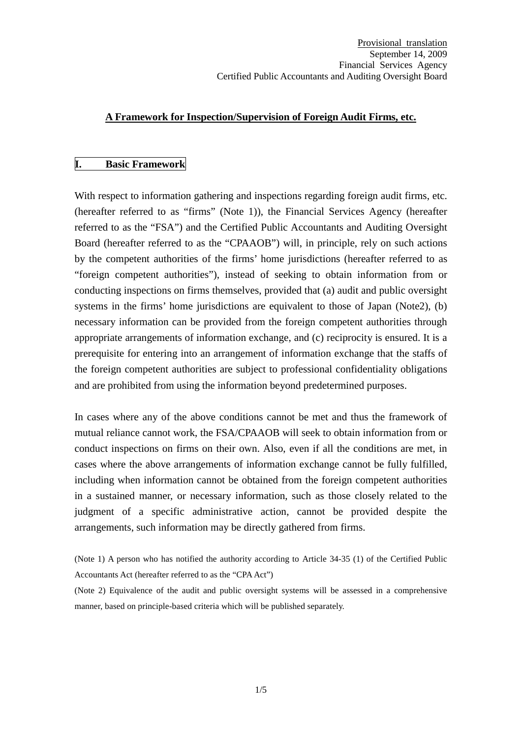Provisional translation
September 14, 2009
Financial Services Agency
Certified Public Accountants and Auditing Oversight Board

# A Framework for Inspection/Supervision of Foreign Audit Firms, etc.

## I. Basic Framework

With respect to information gathering and inspections regarding foreign audit firms, etc. (hereafter referred to as "firms" (Note 1)), the Financial Services Agency (hereafter referred to as the "FSA") and the Certified Public Accountants and Auditing Oversight Board (hereafter referred to as the "CPAAOB") will, in principle, rely on such actions by the competent authorities of the firms' home jurisdictions (hereafter referred to as "foreign competent authorities"), instead of seeking to obtain information from or conducting inspections on firms themselves, provided that (a) audit and public oversight systems in the firms' home jurisdictions are equivalent to those of Japan (Note2), (b) necessary information can be provided from the foreign competent authorities through appropriate arrangements of information exchange, and (c) reciprocity is ensured. It is a prerequisite for entering into an arrangement of information exchange that the staffs of the foreign competent authorities are subject to professional confidentiality obligations and are prohibited from using the information beyond predetermined purposes.

In cases where any of the above conditions cannot be met and thus the framework of mutual reliance cannot work, the FSA/CPAAOB will seek to obtain information from or conduct inspections on firms on their own. Also, even if all the conditions are met, in cases where the above arrangements of information exchange cannot be fully fulfilled, including when information cannot be obtained from the foreign competent authorities in a sustained manner, or necessary information, such as those closely related to the judgment of a specific administrative action, cannot be provided despite the arrangements, such information may be directly gathered from firms.

(Note 1) A person who has notified the authority according to Article 34-35 (1) of the Certified Public Accountants Act (hereafter referred to as the "CPA Act")

(Note 2) Equivalence of the audit and public oversight systems will be assessed in a comprehensive manner, based on principle-based criteria which will be published separately.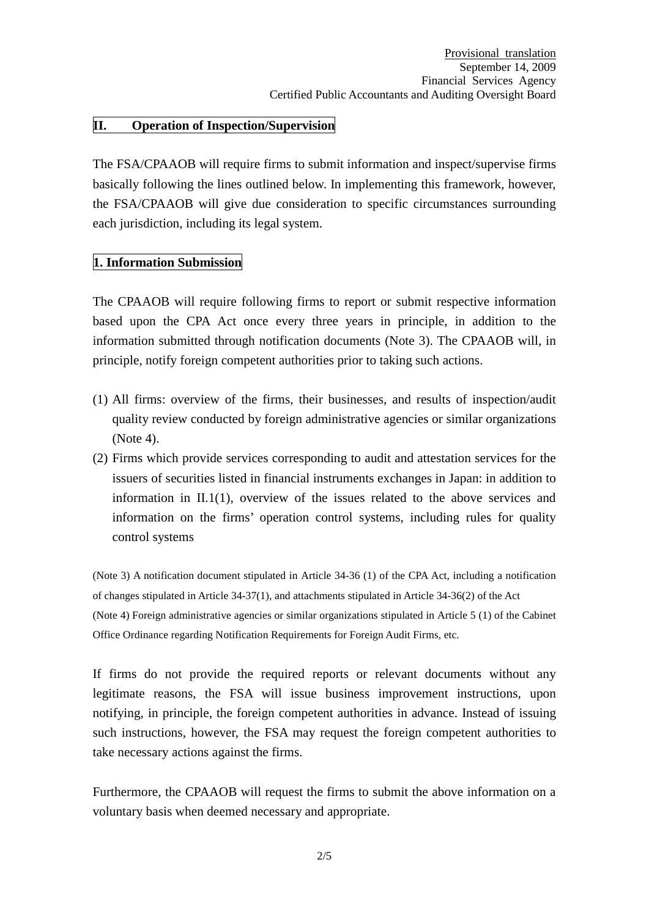Provisional translation
September 14, 2009
Financial Services Agency
Certified Public Accountants and Auditing Oversight Board

## II. Operation of Inspection/Supervision

The FSA/CPAAOB will require firms to submit information and inspect/supervise firms basically following the lines outlined below. In implementing this framework, however, the FSA/CPAAOB will give due consideration to specific circumstances surrounding each jurisdiction, including its legal system.

### 1. Information Submission

The CPAAOB will require following firms to report or submit respective information based upon the CPA Act once every three years in principle, in addition to the information submitted through notification documents (Note 3). The CPAAOB will, in principle, notify foreign competent authorities prior to taking such actions.

(1) All firms: overview of the firms, their businesses, and results of inspection/audit quality review conducted by foreign administrative agencies or similar organizations (Note 4).

(2) Firms which provide services corresponding to audit and attestation services for the issuers of securities listed in financial instruments exchanges in Japan: in addition to information in II.1(1), overview of the issues related to the above services and information on the firms' operation control systems, including rules for quality control systems

(Note 3) A notification document stipulated in Article 34-36 (1) of the CPA Act, including a notification of changes stipulated in Article 34-37(1), and attachments stipulated in Article 34-36(2) of the Act

(Note 4) Foreign administrative agencies or similar organizations stipulated in Article 5 (1) of the Cabinet Office Ordinance regarding Notification Requirements for Foreign Audit Firms, etc.

If firms do not provide the required reports or relevant documents without any legitimate reasons, the FSA will issue business improvement instructions, upon notifying, in principle, the foreign competent authorities in advance. Instead of issuing such instructions, however, the FSA may request the foreign competent authorities to take necessary actions against the firms.

Furthermore, the CPAAOB will request the firms to submit the above information on a voluntary basis when deemed necessary and appropriate.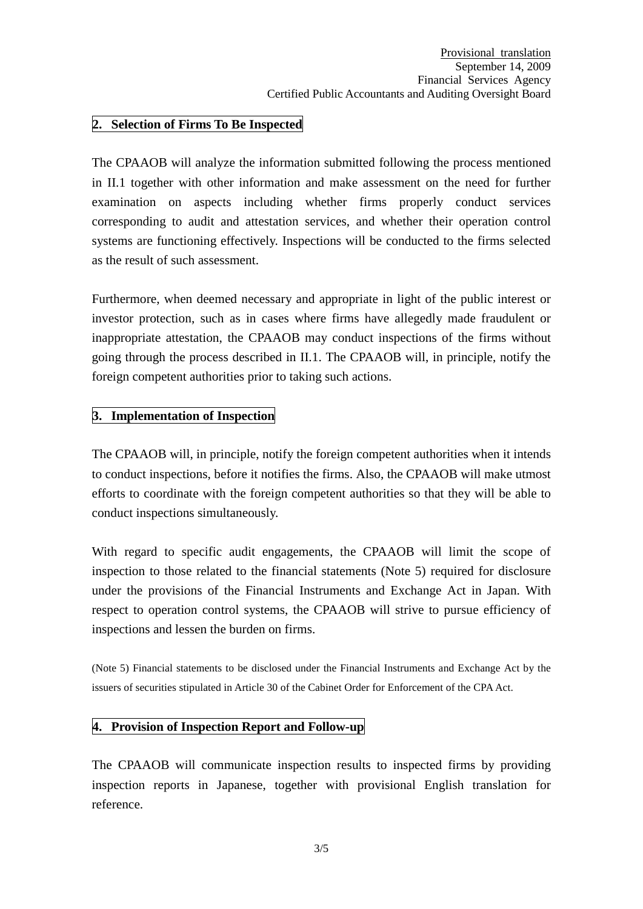Provisional translation
September 14, 2009
Financial Services Agency
Certified Public Accountants and Auditing Oversight Board

## 2. Selection of Firms To Be Inspected

The CPAAOB will analyze the information submitted following the process mentioned in II.1 together with other information and make assessment on the need for further examination on aspects including whether firms properly conduct services corresponding to audit and attestation services, and whether their operation control systems are functioning effectively. Inspections will be conducted to the firms selected as the result of such assessment.

Furthermore, when deemed necessary and appropriate in light of the public interest or investor protection, such as in cases where firms have allegedly made fraudulent or inappropriate attestation, the CPAAOB may conduct inspections of the firms without going through the process described in II.1. The CPAAOB will, in principle, notify the foreign competent authorities prior to taking such actions.

## 3. Implementation of Inspection

The CPAAOB will, in principle, notify the foreign competent authorities when it intends to conduct inspections, before it notifies the firms. Also, the CPAAOB will make utmost efforts to coordinate with the foreign competent authorities so that they will be able to conduct inspections simultaneously.

With regard to specific audit engagements, the CPAAOB will limit the scope of inspection to those related to the financial statements (Note 5) required for disclosure under the provisions of the Financial Instruments and Exchange Act in Japan. With respect to operation control systems, the CPAAOB will strive to pursue efficiency of inspections and lessen the burden on firms.

(Note 5) Financial statements to be disclosed under the Financial Instruments and Exchange Act by the issuers of securities stipulated in Article 30 of the Cabinet Order for Enforcement of the CPA Act.

## 4. Provision of Inspection Report and Follow-up

The CPAAOB will communicate inspection results to inspected firms by providing inspection reports in Japanese, together with provisional English translation for reference.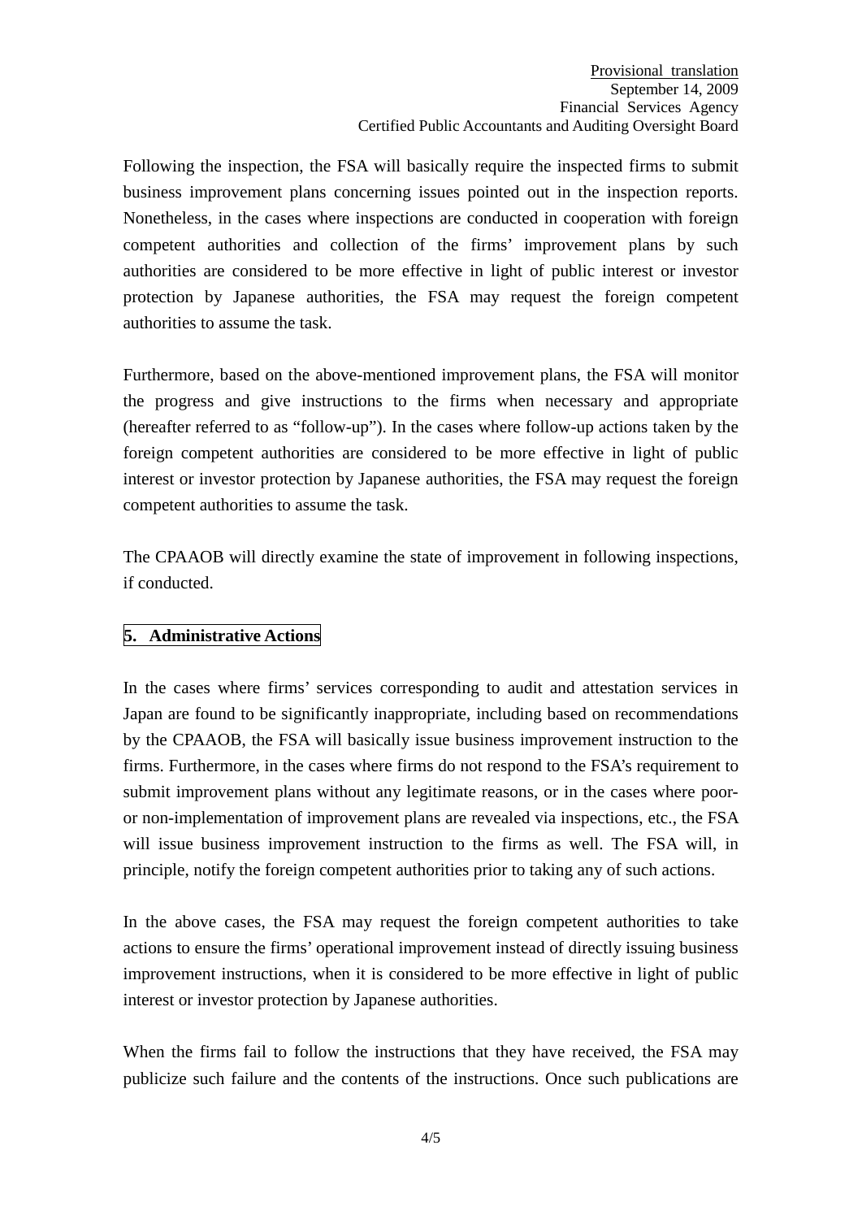Following the inspection, the FSA will basically require the inspected firms to submit business improvement plans concerning issues pointed out in the inspection reports. Nonetheless, in the cases where inspections are conducted in cooperation with foreign competent authorities and collection of the firms' improvement plans by such authorities are considered to be more effective in light of public interest or investor protection by Japanese authorities, the FSA may request the foreign competent authorities to assume the task.

Furthermore, based on the above-mentioned improvement plans, the FSA will monitor the progress and give instructions to the firms when necessary and appropriate (hereafter referred to as "follow-up"). In the cases where follow-up actions taken by the foreign competent authorities are considered to be more effective in light of public interest or investor protection by Japanese authorities, the FSA may request the foreign competent authorities to assume the task.

The CPAAOB will directly examine the state of improvement in following inspections, if conducted.

## 5. Administrative Actions

In the cases where firms' services corresponding to audit and attestation services in Japan are found to be significantly inappropriate, including based on recommendations by the CPAAOB, the FSA will basically issue business improvement instruction to the firms. Furthermore, in the cases where firms do not respond to the FSA's requirement to submit improvement plans without any legitimate reasons, or in the cases where poor- or non-implementation of improvement plans are revealed via inspections, etc., the FSA will issue business improvement instruction to the firms as well. The FSA will, in principle, notify the foreign competent authorities prior to taking any of such actions.

In the above cases, the FSA may request the foreign competent authorities to take actions to ensure the firms' operational improvement instead of directly issuing business improvement instructions, when it is considered to be more effective in light of public interest or investor protection by Japanese authorities.

When the firms fail to follow the instructions that they have received, the FSA may publicize such failure and the contents of the instructions. Once such publications are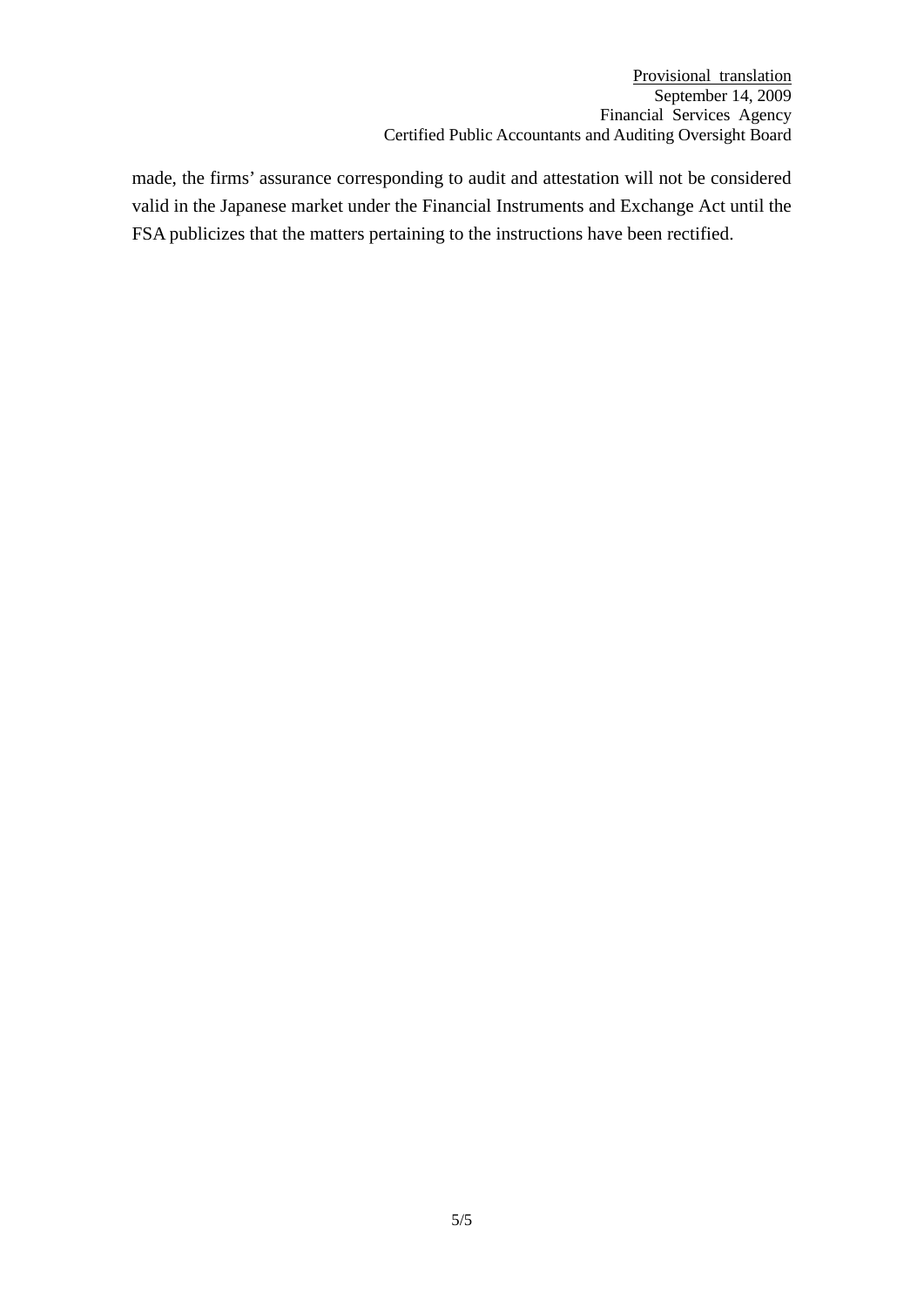made, the firms' assurance corresponding to audit and attestation will not be considered valid in the Japanese market under the Financial Instruments and Exchange Act until the FSA publicizes that the matters pertaining to the instructions have been rectified.